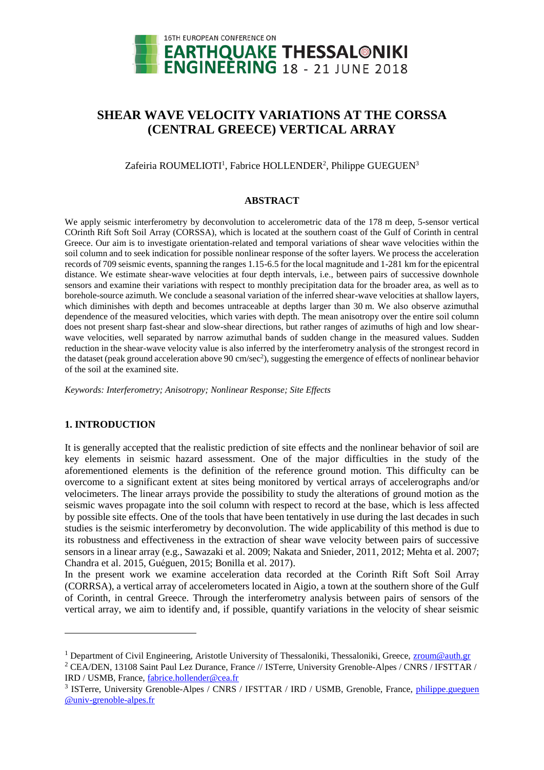# SHEAR WAVE VELOCITY VARIATIONS AT THE CORSSA (CENTRAL GREECE) VERTICAL ARRAY

Zafeiria ROUMELIOTI[1], Fabrice HOLLENDER[2], Philippe GUEGUEN[3]

### ABSTRACT

We apply seismic interferometry by deconvolution to accelerometric data of the 178 m deep, 5-sensor vertical COrinth Rift Soft Soil Array (CORSSA), which is located at the southern coast of the Gulf of Corinth in central Greece. Our aim is to investigate orientation-related and temporal variations of shear wave velocities within the soil column and to seek indication for possible nonlinear response of the softer layers. We process the acceleration records of 709 seismic events, spanning the ranges 1.15-6.5 for the local magnitude and 1-281 km for the epicentral distance. We estimate shear-wave velocities at four depth intervals, i.e., between pairs of successive downhole sensors and examine their variations with respect to monthly precipitation data for the broader area, as well as to borehole-source azimuth. We conclude a seasonal variation of the inferred shear-wave velocities at shallow layers, which diminishes with depth and becomes untraceable at depths larger than 30 m. We also observe azimuthal dependence of the measured velocities, which varies with depth. The mean anisotropy over the entire soil column does not present sharp fast-shear and slow-shear directions, but rather ranges of azimuths of high and low shear-wave velocities, well separated by narrow azimuthal bands of sudden change in the measured values. Sudden reduction in the shear-wave velocity value is also inferred by the interferometry analysis of the strongest record in the dataset (peak ground acceleration above 90 cm/sec$^2$), suggesting the emergence of effects of nonlinear behavior of the soil at the examined site.

*Keywords: Interferometry; Anisotropy; Nonlinear Response; Site Effects*

## 1. INTRODUCTION

It is generally accepted that the realistic prediction of site effects and the nonlinear behavior of soil are key elements in seismic hazard assessment. One of the major difficulties in the study of the aforementioned elements is the definition of the reference ground motion. This difficulty can be overcome to a significant extent at sites being monitored by vertical arrays of accelerographs and/or velocimeters. The linear arrays provide the possibility to study the alterations of ground motion as the seismic waves propagate into the soil column with respect to record at the base, which is less affected by possible site effects. One of the tools that have been tentatively in use during the last decades in such studies is the seismic interferometry by deconvolution. The wide applicability of this method is due to its robustness and effectiveness in the extraction of shear wave velocity between pairs of successive sensors in a linear array (e.g., Sawazaki et al. 2009; Nakata and Snieder, 2011, 2012; Mehta et al. 2007; Chandra et al. 2015, Guéguen, 2015; Bonilla et al. 2017).

In the present work we examine acceleration data recorded at the Corinth Rift Soft Soil Array (CORRSA), a vertical array of accelerometers located in Aigio, a town at the southern shore of the Gulf of Corinth, in central Greece. Through the interferometry analysis between pairs of sensors of the vertical array, we aim to identify and, if possible, quantify variations in the velocity of shear seismic

---

[1] Department of Civil Engineering, Aristotle University of Thessaloniki, Thessaloniki, Greece, zroum@auth.gr

[2] CEA/DEN, 13108 Saint Paul Lez Durance, France // ISTerre, University Grenoble-Alpes / CNRS / IFSTTAR / IRD / USMB, France, fabrice.hollender@cea.fr

[3] ISTerre, University Grenoble-Alpes / CNRS / IFSTTAR / IRD / USMB, Grenoble, France, philippe.gueguen@univ-grenoble-alpes.fr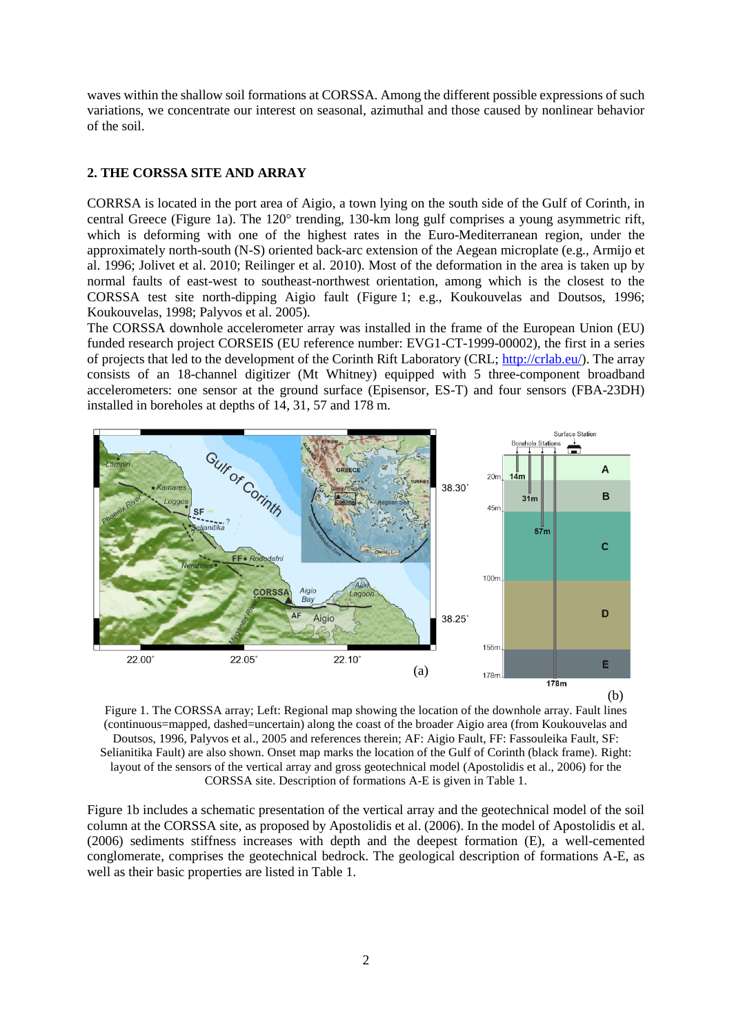waves within the shallow soil formations at CORSSA. Among the different possible expressions of such variations, we concentrate our interest on seasonal, azimuthal and those caused by nonlinear behavior of the soil.

## 2. THE CORSSA SITE AND ARRAY

CORRSA is located in the port area of Aigio, a town lying on the south side of the Gulf of Corinth, in central Greece (Figure 1a). The 120° trending, 130-km long gulf comprises a young asymmetric rift, which is deforming with one of the highest rates in the Euro-Mediterranean region, under the approximately north-south (N-S) oriented back-arc extension of the Aegean microplate (e.g., Armijo et al. 1996; Jolivet et al. 2010; Reilinger et al. 2010). Most of the deformation in the area is taken up by normal faults of east-west to southeast-northwest orientation, among which is the closest to the CORSSA test site north-dipping Aigio fault (Figure 1; e.g., Koukouvelas and Doutsos, 1996; Koukouvelas, 1998; Palyvos et al. 2005).

The CORSSA downhole accelerometer array was installed in the frame of the European Union (EU) funded research project CORSEIS (EU reference number: EVG1-CT-1999-00002), the first in a series of projects that led to the development of the Corinth Rift Laboratory (CRL; http://crlab.eu/). The array consists of an 18-channel digitizer (Mt Whitney) equipped with 5 three-component broadband accelerometers: one sensor at the ground surface (Episensor, ES-T) and four sensors (FBA-23DH) installed in boreholes at depths of 14, 31, 57 and 178 m.

Figure 1. The CORSSA array; Left: Regional map showing the location of the downhole array. Fault lines (continuous=mapped, dashed=uncertain) along the coast of the broader Aigio area (from Koukouvelas and Doutsos, 1996, Palyvos et al., 2005 and references therein; AF: Aigio Fault, FF: Fassouleika Fault, SF: Selianitika Fault) are also shown. Onset map marks the location of the Gulf of Corinth (black frame). Right: layout of the sensors of the vertical array and gross geotechnical model (Apostolidis et al., 2006) for the CORSSA site. Description of formations A-E is given in Table 1.

Figure 1b includes a schematic presentation of the vertical array and the geotechnical model of the soil column at the CORSSA site, as proposed by Apostolidis et al. (2006). In the model of Apostolidis et al. (2006) sediments stiffness increases with depth and the deepest formation (E), a well-cemented conglomerate, comprises the geotechnical bedrock. The geological description of formations A-E, as well as their basic properties are listed in Table 1.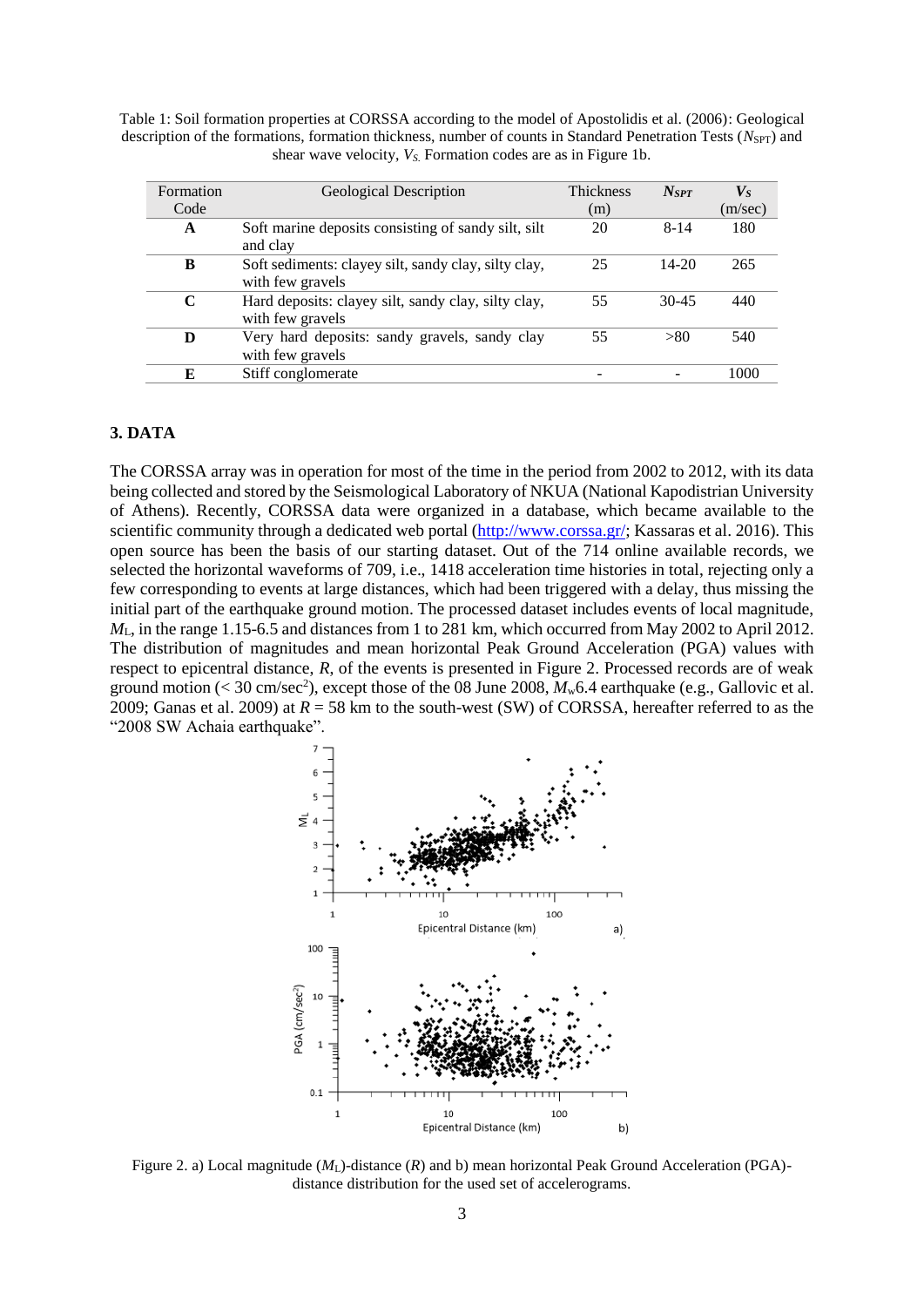Table 1: Soil formation properties at CORSSA according to the model of Apostolidis et al. (2006): Geological description of the formations, formation thickness, number of counts in Standard Penetration Tests ($N_{SPT}$) and shear wave velocity, $V_S$. Formation codes are as in Figure 1b.

| Formation Code | Geological Description | Thickness (m) | $N_{SPT}$ | $V_S$ (m/sec) |
|---|---|---|---|---|
| **A** | Soft marine deposits consisting of sandy silt, silt and clay | 20 | 8-14 | 180 |
| **B** | Soft sediments: clayey silt, sandy clay, silty clay, with few gravels | 25 | 14-20 | 265 |
| **C** | Hard deposits: clayey silt, sandy clay, silty clay, with few gravels | 55 | 30-45 | 440 |
| **D** | Very hard deposits: sandy gravels, sandy clay with few gravels | 55 | >80 | 540 |
| **E** | Stiff conglomerate | - | - | 1000 |

## 3. DATA

The CORSSA array was in operation for most of the time in the period from 2002 to 2012, with its data being collected and stored by the Seismological Laboratory of NKUA (National Kapodistrian University of Athens). Recently, CORSSA data were organized in a database, which became available to the scientific community through a dedicated web portal (http://www.corssa.gr/; Kassaras et al. 2016). This open source has been the basis of our starting dataset. Out of the 714 online available records, we selected the horizontal waveforms of 709, i.e., 1418 acceleration time histories in total, rejecting only a few corresponding to events at large distances, which had been triggered with a delay, thus missing the initial part of the earthquake ground motion. The processed dataset includes events of local magnitude, $M_L$, in the range 1.15-6.5 and distances from 1 to 281 km, which occurred from May 2002 to April 2012. The distribution of magnitudes and mean horizontal Peak Ground Acceleration (PGA) values with respect to epicentral distance, $R$, of the events is presented in Figure 2. Processed records are of weak ground motion (< 30 cm/sec$^2$), except those of the 08 June 2008, $M_w$6.4 earthquake (e.g., Gallovic et al. 2009; Ganas et al. 2009) at $R$ = 58 km to the south-west (SW) of CORSSA, hereafter referred to as the "2008 SW Achaia earthquake".

7
6
5
$M_L$ 4
3
2
1
1
10
100
Epicentral Distance (km)
a)

100
PGA (cm/sec$^2$) 10
1
0.1
1
10
100
Epicentral Distance (km)
b)

Figure 2. a) Local magnitude ($M_L$)-distance ($R$) and b) mean horizontal Peak Ground Acceleration (PGA)-distance distribution for the used set of accelerograms.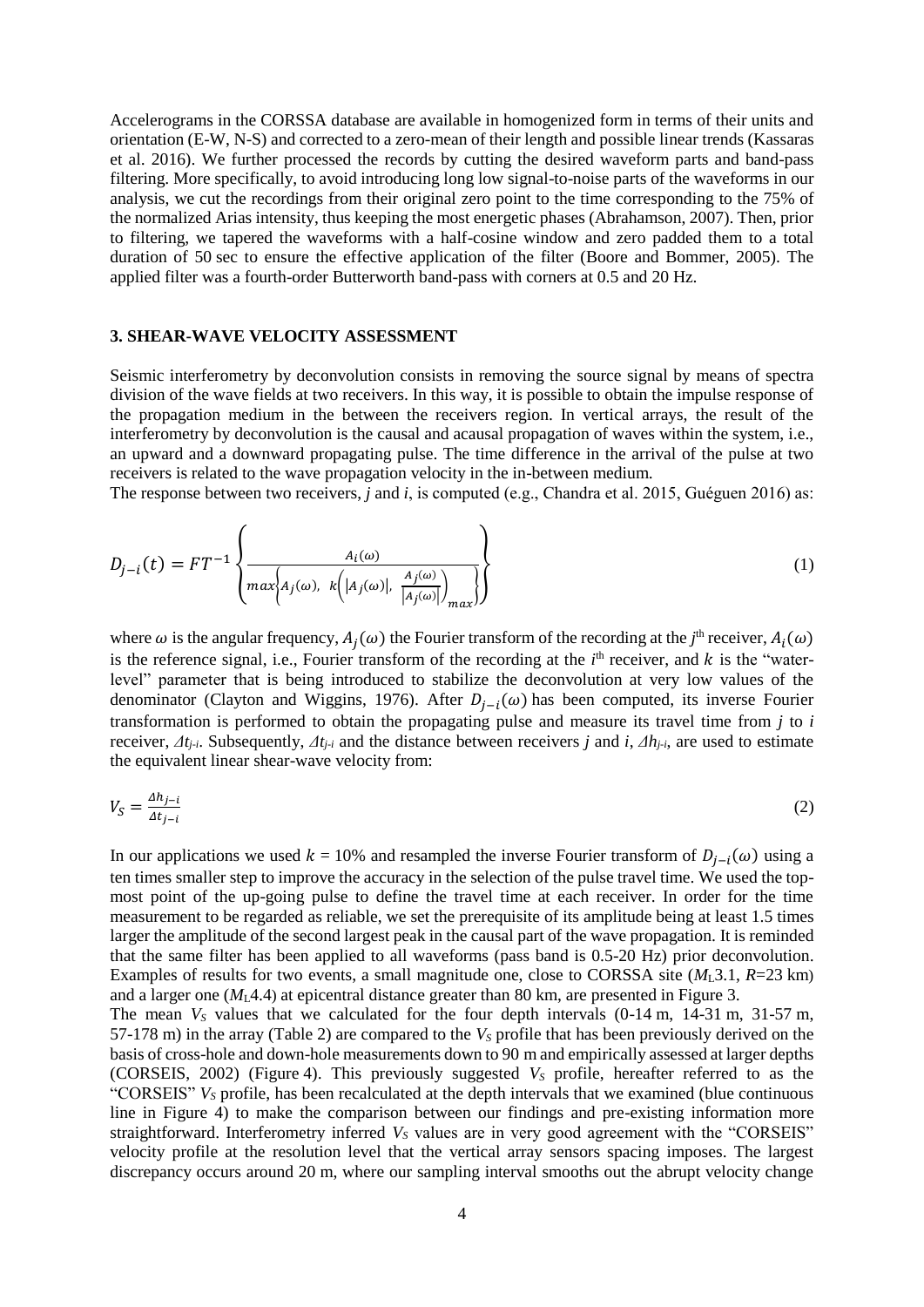Accelerograms in the CORSSA database are available in homogenized form in terms of their units and orientation (E-W, N-S) and corrected to a zero-mean of their length and possible linear trends (Kassaras et al. 2016). We further processed the records by cutting the desired waveform parts and band-pass filtering. More specifically, to avoid introducing long low signal-to-noise parts of the waveforms in our analysis, we cut the recordings from their original zero point to the time corresponding to the 75% of the normalized Arias intensity, thus keeping the most energetic phases (Abrahamson, 2007). Then, prior to filtering, we tapered the waveforms with a half-cosine window and zero padded them to a total duration of 50 sec to ensure the effective application of the filter (Boore and Bommer, 2005). The applied filter was a fourth-order Butterworth band-pass with corners at 0.5 and 20 Hz.

## 3. SHEAR-WAVE VELOCITY ASSESSMENT

Seismic interferometry by deconvolution consists in removing the source signal by means of spectra division of the wave fields at two receivers. In this way, it is possible to obtain the impulse response of the propagation medium in the between the receivers region. In vertical arrays, the result of the interferometry by deconvolution is the causal and acausal propagation of waves within the system, i.e., an upward and a downward propagating pulse. The time difference in the arrival of the pulse at two receivers is related to the wave propagation velocity in the in-between medium.

The response between two receivers, *j* and *i*, is computed (e.g., Chandra et al. 2015, Guéguen 2016) as:

$$D_{j-i}(t) = FT^{-1}\left\{\frac{A_i(\omega)}{max\left\{A_j(\omega),\ k\left(\left|A_j(\omega)\right|,\ \frac{A_j(\omega)}{\left|A_j(\omega)\right|}\right)_{max}\right\}}\right\} \tag{1}$$

where $\omega$ is the angular frequency, $A_j(\omega)$ the Fourier transform of the recording at the $j^{th}$ receiver, $A_i(\omega)$ is the reference signal, i.e., Fourier transform of the recording at the $i^{th}$ receiver, and $k$ is the "water-level" parameter that is being introduced to stabilize the deconvolution at very low values of the denominator (Clayton and Wiggins, 1976). After $D_{j-i}(\omega)$ has been computed, its inverse Fourier transformation is performed to obtain the propagating pulse and measure its travel time from *j* to *i* receiver, $\Delta t_{j-i}$. Subsequently, $\Delta t_{j-i}$ and the distance between receivers *j* and *i*, $\Delta h_{j-i}$, are used to estimate the equivalent linear shear-wave velocity from:

$$V_S = \frac{\Delta h_{j-i}}{\Delta t_{j-i}} \tag{2}$$

In our applications we used $k = 10\%$ and resampled the inverse Fourier transform of $D_{j-i}(\omega)$ using a ten times smaller step to improve the accuracy in the selection of the pulse travel time. We used the top-most point of the up-going pulse to define the travel time at each receiver. In order for the time measurement to be regarded as reliable, we set the prerequisite of its amplitude being at least 1.5 times larger the amplitude of the second largest peak in the causal part of the wave propagation. It is reminded that the same filter has been applied to all waveforms (pass band is 0.5-20 Hz) prior deconvolution. Examples of results for two events, a small magnitude one, close to CORSSA site ($M_L$3.1, $R$=23 km) and a larger one ($M_L$4.4) at epicentral distance greater than 80 km, are presented in Figure 3.

The mean $V_S$ values that we calculated for the four depth intervals (0-14 m, 14-31 m, 31-57 m, 57-178 m) in the array (Table 2) are compared to the $V_S$ profile that has been previously derived on the basis of cross-hole and down-hole measurements down to 90 m and empirically assessed at larger depths (CORSEIS, 2002) (Figure 4). This previously suggested $V_S$ profile, hereafter referred to as the "CORSEIS" $V_S$ profile, has been recalculated at the depth intervals that we examined (blue continuous line in Figure 4) to make the comparison between our findings and pre-existing information more straightforward. Interferometry inferred $V_S$ values are in very good agreement with the "CORSEIS" velocity profile at the resolution level that the vertical array sensors spacing imposes. The largest discrepancy occurs around 20 m, where our sampling interval smooths out the abrupt velocity change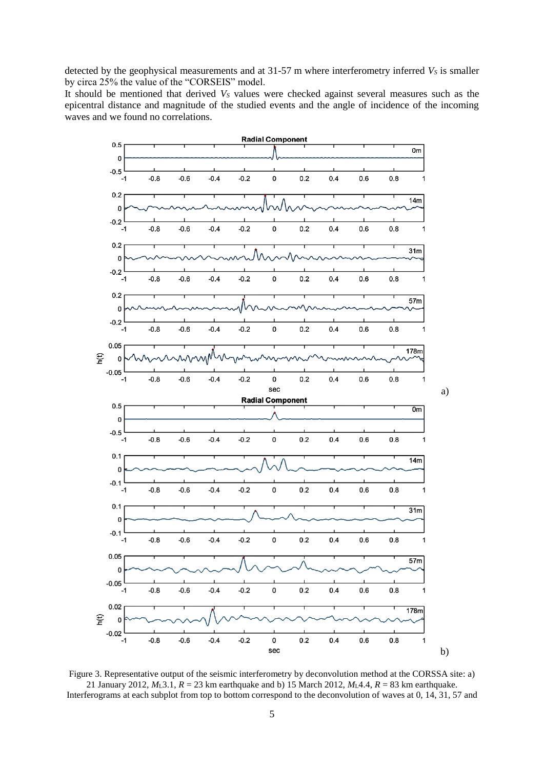detected by the geophysical measurements and at 31-57 m where interferometry inferred $V_S$ is smaller by circa 25% the value of the "CORSEIS" model.

It should be mentioned that derived $V_S$ values were checked against several measures such as the epicentral distance and magnitude of the studied events and the angle of incidence of the incoming waves and we found no correlations.

Radial Component

0m

14m

31m

57m

178m

h(t)

sec

a)

Radial Component

0m

14m

31m

57m

178m

h(t)

sec

b)

Figure 3. Representative output of the seismic interferometry by deconvolution method at the CORSSA site: a) 21 January 2012, $M_L$3.1, $R$ = 23 km earthquake and b) 15 March 2012, $M_L$4.4, $R$ = 83 km earthquake. Interferograms at each subplot from top to bottom correspond to the deconvolution of waves at 0, 14, 31, 57 and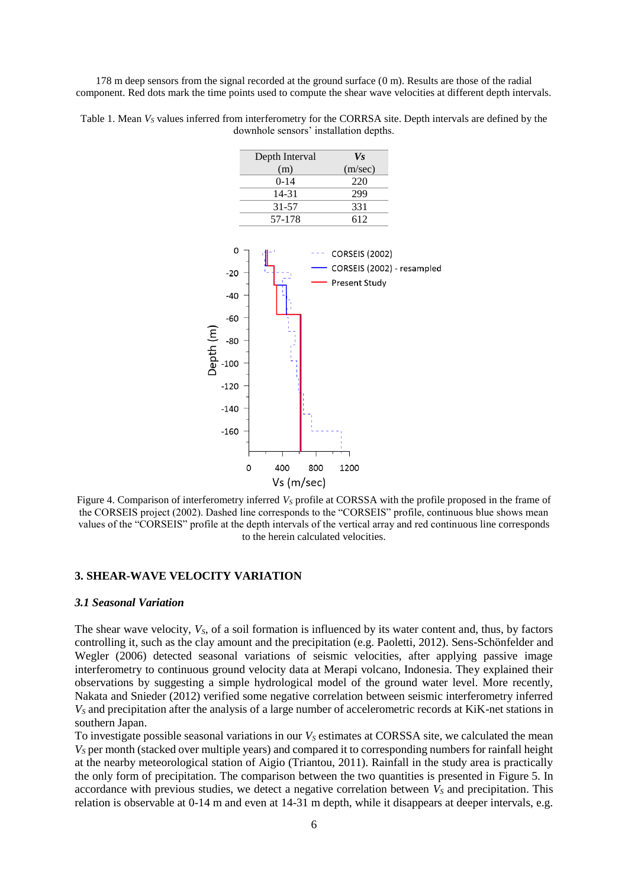178 m deep sensors from the signal recorded at the ground surface (0 m). Results are those of the radial component. Red dots mark the time points used to compute the shear wave velocities at different depth intervals.

Table 1. Mean $V_S$ values inferred from interferometry for the CORRSA site. Depth intervals are defined by the downhole sensors' installation depths.

| Depth Interval (m) | ***Vs*** (m/sec) |
|---|---|
| 0-14 | 220 |
| 14-31 | 299 |
| 31-57 | 331 |
| 57-178 | 612 |

Figure 4. Comparison of interferometry inferred $V_S$ profile at CORSSA with the profile proposed in the frame of the CORSEIS project (2002). Dashed line corresponds to the "CORSEIS" profile, continuous blue shows mean values of the "CORSEIS" profile at the depth intervals of the vertical array and red continuous line corresponds to the herein calculated velocities.

## 3. SHEAR-WAVE VELOCITY VARIATION

### *3.1 Seasonal Variation*

The shear wave velocity, $V_S$, of a soil formation is influenced by its water content and, thus, by factors controlling it, such as the clay amount and the precipitation (e.g. Paoletti, 2012). Sens-Schönfelder and Wegler (2006) detected seasonal variations of seismic velocities, after applying passive image interferometry to continuous ground velocity data at Merapi volcano, Indonesia. They explained their observations by suggesting a simple hydrological model of the ground water level. More recently, Nakata and Snieder (2012) verified some negative correlation between seismic interferometry inferred $V_S$ and precipitation after the analysis of a large number of accelerometric records at KiK-net stations in southern Japan.

To investigate possible seasonal variations in our $V_S$ estimates at CORSSA site, we calculated the mean $V_S$ per month (stacked over multiple years) and compared it to corresponding numbers for rainfall height at the nearby meteorological station of Aigio (Triantou, 2011). Rainfall in the study area is practically the only form of precipitation. The comparison between the two quantities is presented in Figure 5. In accordance with previous studies, we detect a negative correlation between $V_S$ and precipitation. This relation is observable at 0-14 m and even at 14-31 m depth, while it disappears at deeper intervals, e.g.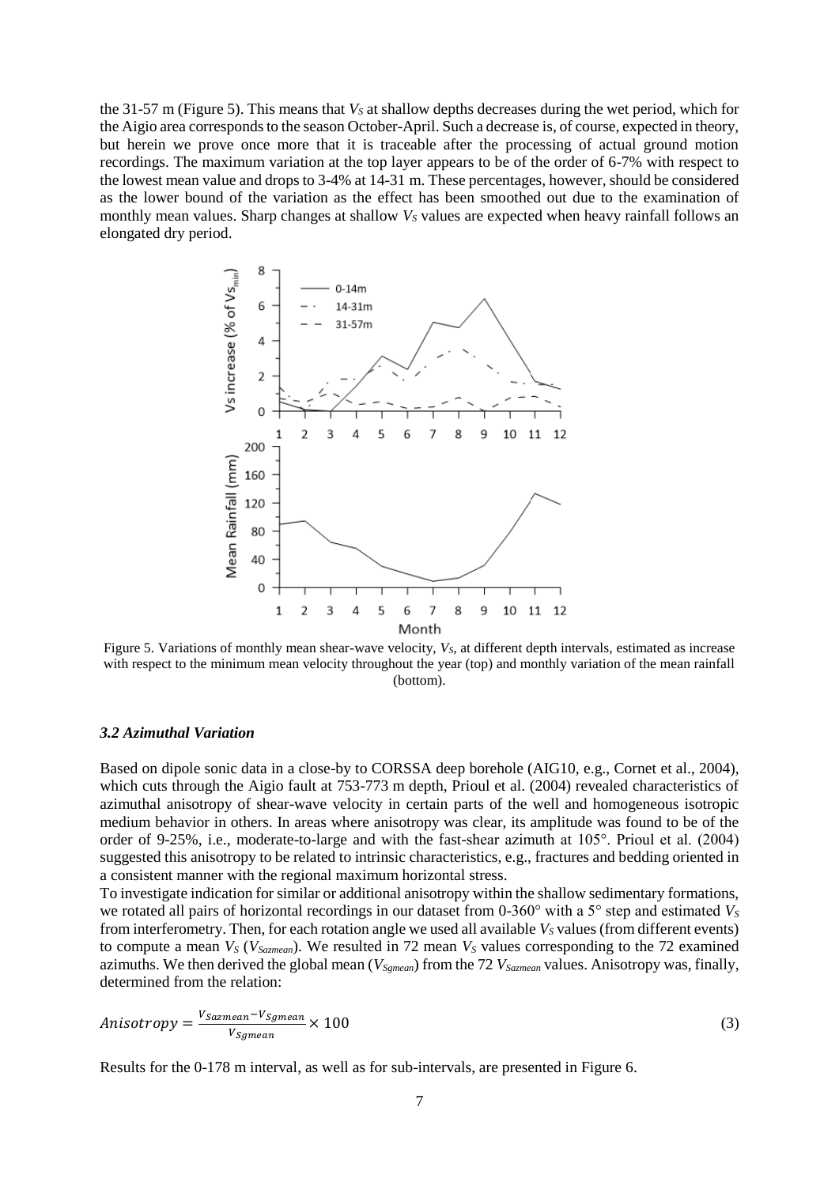the 31-57 m (Figure 5). This means that $V_S$ at shallow depths decreases during the wet period, which for the Aigio area corresponds to the season October-April. Such a decrease is, of course, expected in theory, but herein we prove once more that it is traceable after the processing of actual ground motion recordings. The maximum variation at the top layer appears to be of the order of 6-7% with respect to the lowest mean value and drops to 3-4% at 14-31 m. These percentages, however, should be considered as the lower bound of the variation as the effect has been smoothed out due to the examination of monthly mean values. Sharp changes at shallow $V_S$ values are expected when heavy rainfall follows an elongated dry period.

Vs increase (% of $Vs_{min}$)
0-14m
14-31m
31-57m
Mean Rainfall (mm)
Month

Figure 5. Variations of monthly mean shear-wave velocity, $V_S$, at different depth intervals, estimated as increase with respect to the minimum mean velocity throughout the year (top) and monthly variation of the mean rainfall (bottom).

### *3.2 Azimuthal Variation*

Based on dipole sonic data in a close-by to CORSSA deep borehole (AIG10, e.g., Cornet et al., 2004), which cuts through the Aigio fault at 753-773 m depth, Prioul et al. (2004) revealed characteristics of azimuthal anisotropy of shear-wave velocity in certain parts of the well and homogeneous isotropic medium behavior in others. In areas where anisotropy was clear, its amplitude was found to be of the order of 9-25%, i.e., moderate-to-large and with the fast-shear azimuth at 105°. Prioul et al. (2004) suggested this anisotropy to be related to intrinsic characteristics, e.g., fractures and bedding oriented in a consistent manner with the regional maximum horizontal stress.

To investigate indication for similar or additional anisotropy within the shallow sedimentary formations, we rotated all pairs of horizontal recordings in our dataset from 0-360° with a 5° step and estimated $V_S$ from interferometry. Then, for each rotation angle we used all available $V_S$ values (from different events) to compute a mean $V_S$ ($V_{Sazmean}$). We resulted in 72 mean $V_S$ values corresponding to the 72 examined azimuths. We then derived the global mean ($V_{Sgmean}$) from the 72 $V_{Sazmean}$ values. Anisotropy was, finally, determined from the relation:

$$Anisotropy = \frac{V_{Sazmean} - V_{Sgmean}}{V_{Sgmean}} \times 100 \tag{3}$$

Results for the 0-178 m interval, as well as for sub-intervals, are presented in Figure 6.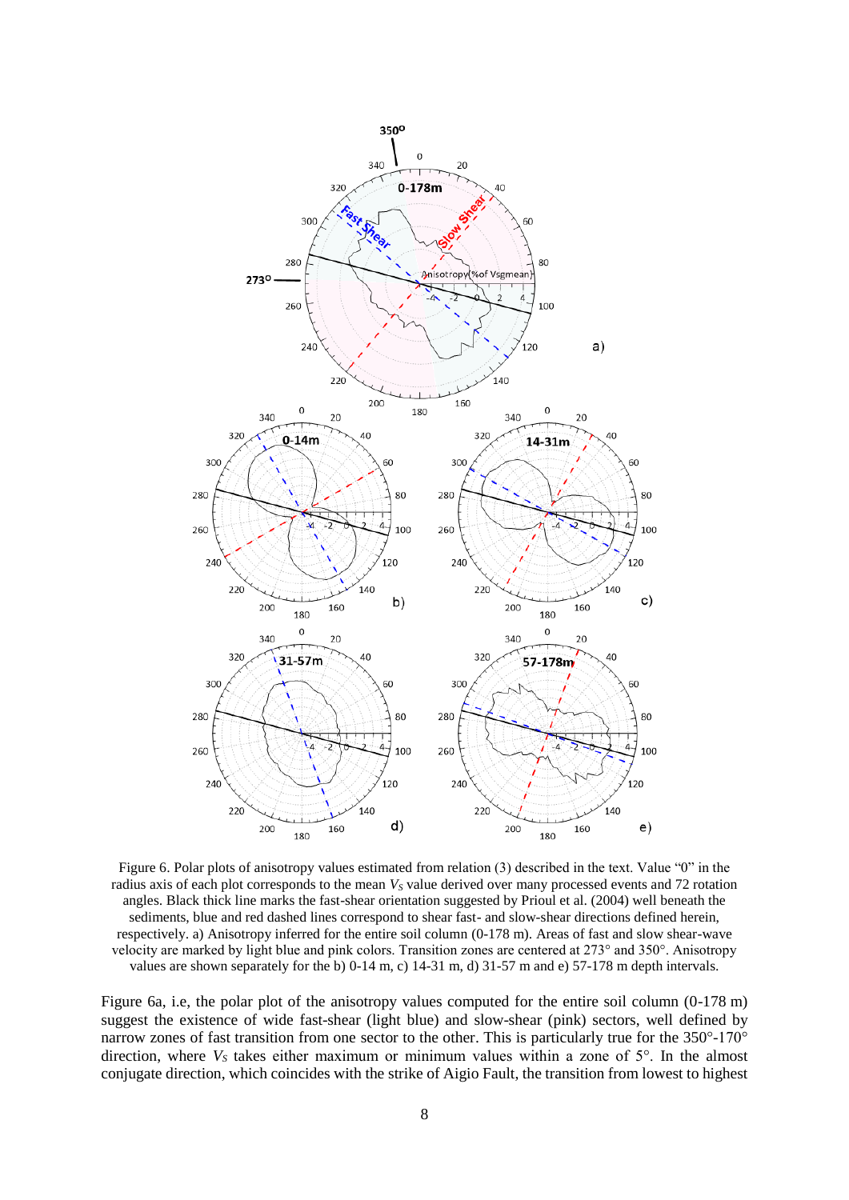350°

0-178m

Fast Shear

Slow Shear

Anisotropy(%of Vsgmean)

273°

a)

0-14m

b)

14-31m

c)

31-57m

d)

57-178m

e)

Figure 6. Polar plots of anisotropy values estimated from relation (3) described in the text. Value "0" in the radius axis of each plot corresponds to the mean $V_S$ value derived over many processed events and 72 rotation angles. Black thick line marks the fast-shear orientation suggested by Prioul et al. (2004) well beneath the sediments, blue and red dashed lines correspond to shear fast- and slow-shear directions defined herein, respectively. a) Anisotropy inferred for the entire soil column (0-178 m). Areas of fast and slow shear-wave velocity are marked by light blue and pink colors. Transition zones are centered at 273° and 350°. Anisotropy values are shown separately for the b) 0-14 m, c) 14-31 m, d) 31-57 m and e) 57-178 m depth intervals.

Figure 6a, i.e, the polar plot of the anisotropy values computed for the entire soil column (0-178 m) suggest the existence of wide fast-shear (light blue) and slow-shear (pink) sectors, well defined by narrow zones of fast transition from one sector to the other. This is particularly true for the 350°-170° direction, where $V_S$ takes either maximum or minimum values within a zone of 5°. In the almost conjugate direction, which coincides with the strike of Aigio Fault, the transition from lowest to highest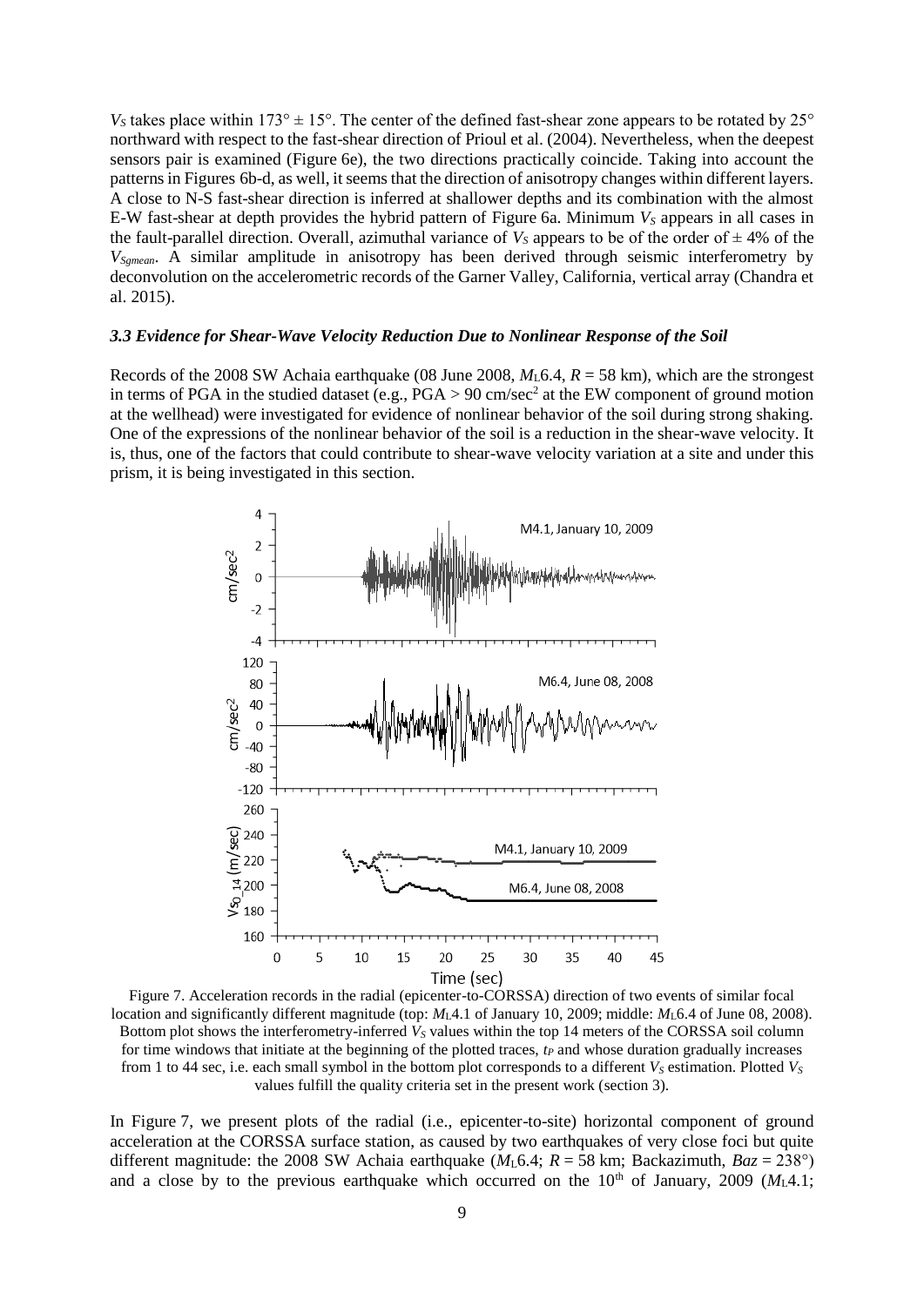$V_S$ takes place within 173° ± 15°. The center of the defined fast-shear zone appears to be rotated by 25° northward with respect to the fast-shear direction of Prioul et al. (2004). Nevertheless, when the deepest sensors pair is examined (Figure 6e), the two directions practically coincide. Taking into account the patterns in Figures 6b-d, as well, it seems that the direction of anisotropy changes within different layers. A close to N-S fast-shear direction is inferred at shallower depths and its combination with the almost E-W fast-shear at depth provides the hybrid pattern of Figure 6a. Minimum $V_S$ appears in all cases in the fault-parallel direction. Overall, azimuthal variance of $V_S$ appears to be of the order of ± 4% of the $V_{Sgmean}$. A similar amplitude in anisotropy has been derived through seismic interferometry by deconvolution on the accelerometric records of the Garner Valley, California, vertical array (Chandra et al. 2015).

### *3.3 Evidence for Shear-Wave Velocity Reduction Due to Nonlinear Response of the Soil*

Records of the 2008 SW Achaia earthquake (08 June 2008, $M_L$6.4, $R$ = 58 km), which are the strongest in terms of PGA in the studied dataset (e.g., PGA > 90 cm/sec$^2$ at the EW component of ground motion at the wellhead) were investigated for evidence of nonlinear behavior of the soil during strong shaking. One of the expressions of the nonlinear behavior of the soil is a reduction in the shear-wave velocity. It is, thus, one of the factors that could contribute to shear-wave velocity variation at a site and under this prism, it is being investigated in this section.

M4.1, January 10, 2009

M6.4, June 08, 2008

M4.1, January 10, 2009

M6.4, June 08, 2008

cm/sec$^2$

$V_{S0\_14}$ (m/sec)

Time (sec)

Figure 7. Acceleration records in the radial (epicenter-to-CORSSA) direction of two events of similar focal location and significantly different magnitude (top: $M_L$4.1 of January 10, 2009; middle: $M_L$6.4 of June 08, 2008). Bottom plot shows the interferometry-inferred $V_S$ values within the top 14 meters of the CORSSA soil column for time windows that initiate at the beginning of the plotted traces, $t_P$ and whose duration gradually increases from 1 to 44 sec, i.e. each small symbol in the bottom plot corresponds to a different $V_S$ estimation. Plotted $V_S$ values fulfill the quality criteria set in the present work (section 3).

In Figure 7, we present plots of the radial (i.e., epicenter-to-site) horizontal component of ground acceleration at the CORSSA surface station, as caused by two earthquakes of very close foci but quite different magnitude: the 2008 SW Achaia earthquake ($M_L$6.4; $R$ = 58 km; Backazimuth, $Baz$ = 238°) and a close by to the previous earthquake which occurred on the 10$^{th}$ of January, 2009 ($M_L$4.1;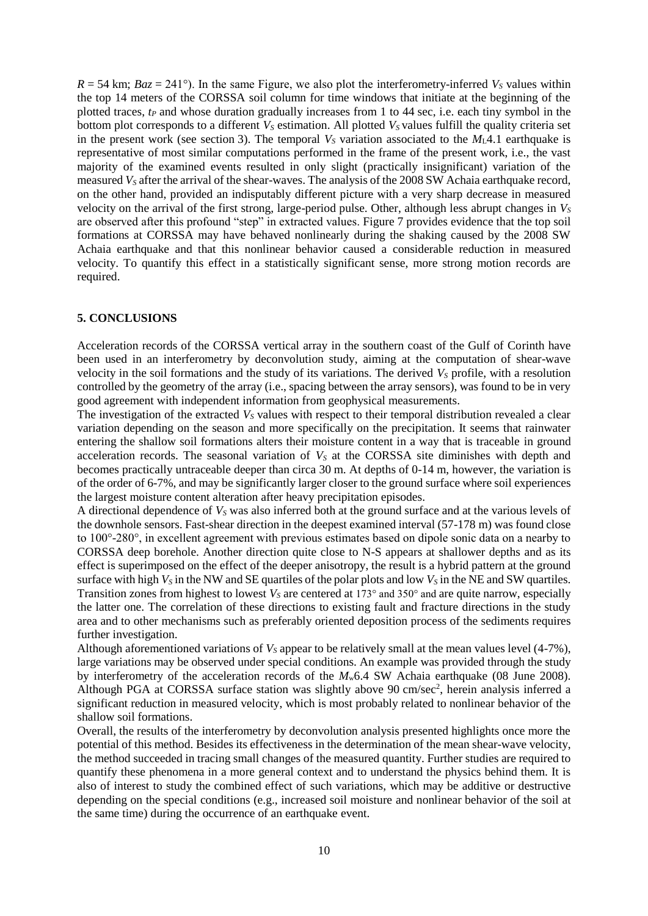$R = 54$ km; $Baz = 241°$). In the same Figure, we also plot the interferometry-inferred $V_S$ values within the top 14 meters of the CORSSA soil column for time windows that initiate at the beginning of the plotted traces, $t_P$ and whose duration gradually increases from 1 to 44 sec, i.e. each tiny symbol in the bottom plot corresponds to a different $V_S$ estimation. All plotted $V_S$ values fulfill the quality criteria set in the present work (see section 3). The temporal $V_S$ variation associated to the $M_L$4.1 earthquake is representative of most similar computations performed in the frame of the present work, i.e., the vast majority of the examined events resulted in only slight (practically insignificant) variation of the measured $V_S$ after the arrival of the shear-waves. The analysis of the 2008 SW Achaia earthquake record, on the other hand, provided an indisputably different picture with a very sharp decrease in measured velocity on the arrival of the first strong, large-period pulse. Other, although less abrupt changes in $V_S$ are observed after this profound "step" in extracted values. Figure 7 provides evidence that the top soil formations at CORSSA may have behaved nonlinearly during the shaking caused by the 2008 SW Achaia earthquake and that this nonlinear behavior caused a considerable reduction in measured velocity. To quantify this effect in a statistically significant sense, more strong motion records are required.

## 5. CONCLUSIONS

Acceleration records of the CORSSA vertical array in the southern coast of the Gulf of Corinth have been used in an interferometry by deconvolution study, aiming at the computation of shear-wave velocity in the soil formations and the study of its variations. The derived $V_S$ profile, with a resolution controlled by the geometry of the array (i.e., spacing between the array sensors), was found to be in very good agreement with independent information from geophysical measurements.

The investigation of the extracted $V_S$ values with respect to their temporal distribution revealed a clear variation depending on the season and more specifically on the precipitation. It seems that rainwater entering the shallow soil formations alters their moisture content in a way that is traceable in ground acceleration records. The seasonal variation of $V_S$ at the CORSSA site diminishes with depth and becomes practically untraceable deeper than circa 30 m. At depths of 0-14 m, however, the variation is of the order of 6-7%, and may be significantly larger closer to the ground surface where soil experiences the largest moisture content alteration after heavy precipitation episodes.

A directional dependence of $V_S$ was also inferred both at the ground surface and at the various levels of the downhole sensors. Fast-shear direction in the deepest examined interval (57-178 m) was found close to 100°-280°, in excellent agreement with previous estimates based on dipole sonic data on a nearby to CORSSA deep borehole. Another direction quite close to N-S appears at shallower depths and as its effect is superimposed on the effect of the deeper anisotropy, the result is a hybrid pattern at the ground surface with high $V_S$ in the NW and SE quartiles of the polar plots and low $V_S$ in the NE and SW quartiles. Transition zones from highest to lowest $V_S$ are centered at 173° and 350° and are quite narrow, especially the latter one. The correlation of these directions to existing fault and fracture directions in the study area and to other mechanisms such as preferably oriented deposition process of the sediments requires further investigation.

Although aforementioned variations of $V_S$ appear to be relatively small at the mean values level (4-7%), large variations may be observed under special conditions. An example was provided through the study by interferometry of the acceleration records of the $M_w$6.4 SW Achaia earthquake (08 June 2008). Although PGA at CORSSA surface station was slightly above 90 cm/sec$^2$, herein analysis inferred a significant reduction in measured velocity, which is most probably related to nonlinear behavior of the shallow soil formations.

Overall, the results of the interferometry by deconvolution analysis presented highlights once more the potential of this method. Besides its effectiveness in the determination of the mean shear-wave velocity, the method succeeded in tracing small changes of the measured quantity. Further studies are required to quantify these phenomena in a more general context and to understand the physics behind them. It is also of interest to study the combined effect of such variations, which may be additive or destructive depending on the special conditions (e.g., increased soil moisture and nonlinear behavior of the soil at the same time) during the occurrence of an earthquake event.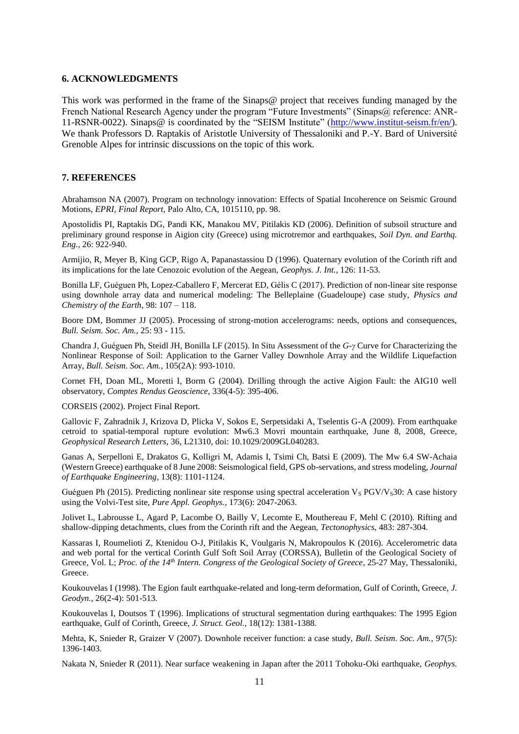## 6. ACKNOWLEDGMENTS

This work was performed in the frame of the Sinaps@ project that receives funding managed by the French National Research Agency under the program "Future Investments" (Sinaps@ reference: ANR-11-RSNR-0022). Sinaps@ is coordinated by the "SEISM Institute" (http://www.institut-seism.fr/en/). We thank Professors D. Raptakis of Aristotle University of Thessaloniki and P.-Y. Bard of Université Grenoble Alpes for intrinsic discussions on the topic of this work.

## 7. REFERENCES

Abrahamson NA (2007). Program on technology innovation: Effects of Spatial Incoherence on Seismic Ground Motions, *EPRI, Final Report*, Palo Alto, CA, 1015110, pp. 98.

Apostolidis PI, Raptakis DG, Pandi KK, Manakou MV, Pitilakis KD (2006). Definition of subsoil structure and preliminary ground response in Aigion city (Greece) using microtremor and earthquakes, *Soil Dyn. and Earthq. Eng.*, 26: 922-940.

Armijio, R, Meyer B, King GCP, Rigo A, Papanastassiou D (1996). Quaternary evolution of the Corinth rift and its implications for the late Cenozoic evolution of the Aegean, *Geophys. J. Int.*, 126: 11-53.

Bonilla LF, Guéguen Ph, Lopez-Caballero F, Mercerat ED, Gélis C (2017). Prediction of non-linear site response using downhole array data and numerical modeling: The Belleplaine (Guadeloupe) case study, *Physics and Chemistry of the Earth*, 98: 107 – 118.

Boore DM, Bommer JJ (2005). Processing of strong-motion accelerograms: needs, options and consequences, *Bull. Seism. Soc. Am.*, 25: 93 - 115.

Chandra J, Guéguen Ph, Steidl JH, Bonilla LF (2015). In Situ Assessment of the *G-γ* Curve for Characterizing the Nonlinear Response of Soil: Application to the Garner Valley Downhole Array and the Wildlife Liquefaction Array, *Bull. Seism. Soc. Am.*, 105(2A): 993-1010.

Cornet FH, Doan ML, Moretti I, Borm G (2004). Drilling through the active Aigion Fault: the AIG10 well observatory, *Comptes Rendus Geoscience,* 336(4-5): 395-406.

CORSEIS (2002). Project Final Report.

Gallovic F, Zahradnik J, Krizova D, Plicka V, Sokos E, Serpetsidaki A, Tselentis G-A (2009). From earthquake cetroid to spatial-temporal rupture evolution: Mw6.3 Movri mountain earthquake, June 8, 2008, Greece, *Geophysical Research Letters*, 36, L21310, doi: 10.1029/2009GL040283.

Ganas A, Serpelloni E, Drakatos G, Kolligri M, Adamis I, Tsimi Ch, Batsi E (2009). The Mw 6.4 SW-Achaia (Western Greece) earthquake of 8 June 2008: Seismological field, GPS ob-servations, and stress modeling, *Journal of Earthquake Engineering*, 13(8): 1101-1124.

Guéguen Ph (2015). Predicting nonlinear site response using spectral acceleration $V_S$ PGV/$V_S$30: A case history using the Volvi-Test site, *Pure Appl. Geophys.*, 173(6): 2047-2063.

Jolivet L, Labrousse L, Agard P, Lacombe O, Bailly V, Lecomte E, Mouthereau F, Mehl C (2010). Rifting and shallow-dipping detachments, clues from the Corinth rift and the Aegean, *Tectonophysics*, 483: 287-304.

Kassaras I, Roumelioti Z, Ktenidou O-J, Pitilakis K, Voulgaris N, Makropoulos K (2016). Accelerometric data and web portal for the vertical Corinth Gulf Soft Soil Array (CORSSA), Bulletin of the Geological Society of Greece, Vol. L; *Proc. of the 14th Intern. Congress of the Geological Society of Greece*, 25-27 May, Thessaloniki, Greece.

Koukouvelas I (1998). The Egion fault earthquake-related and long-term deformation, Gulf of Corinth, Greece, *J. Geodyn.*, 26(2-4): 501-513.

Koukouvelas I, Doutsos T (1996). Implications of structural segmentation during earthquakes: The 1995 Egion earthquake, Gulf of Corinth, Greece, *J. Struct. Geol.*, 18(12): 1381-1388.

Mehta, K, Snieder R, Graizer V (2007). Downhole receiver function: a case study, *Bull. Seism. Soc. Am.*, 97(5): 1396-1403.

Nakata N, Snieder R (2011). Near surface weakening in Japan after the 2011 Tohoku-Oki earthquake, *Geophys.*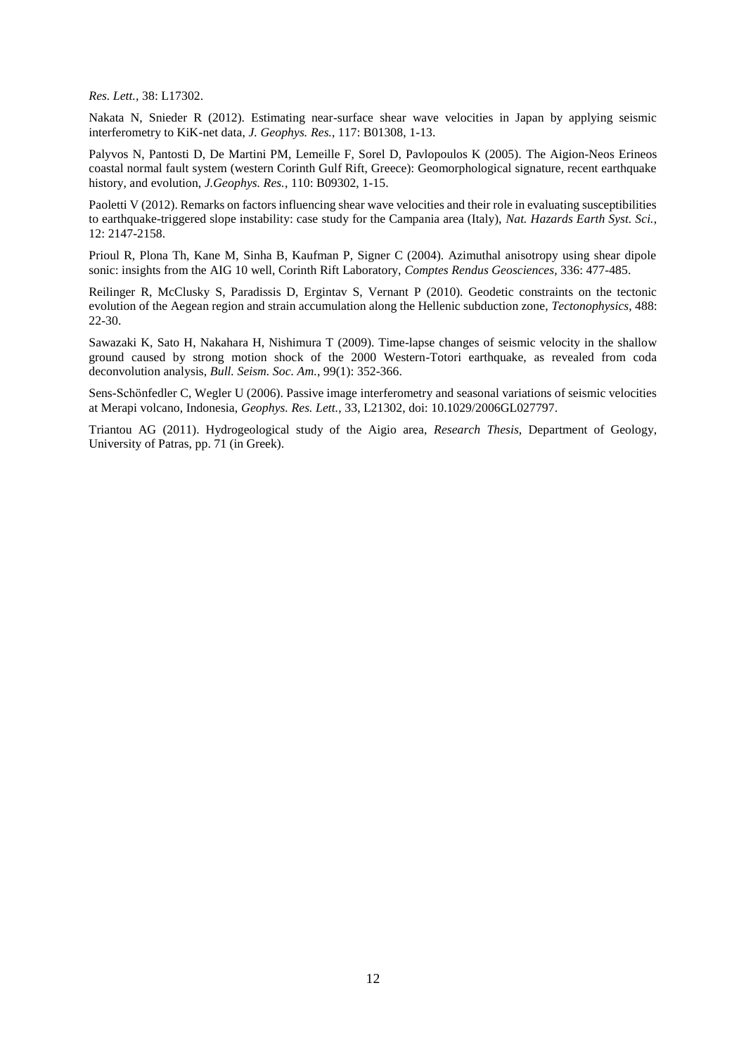*Res. Lett.*, 38: L17302.

Nakata N, Snieder R (2012). Estimating near-surface shear wave velocities in Japan by applying seismic interferometry to KiK-net data, *J. Geophys. Res.*, 117: B01308, 1-13.

Palyvos N, Pantosti D, De Martini PM, Lemeille F, Sorel D, Pavlopoulos K (2005). The Aigion-Neos Erineos coastal normal fault system (western Corinth Gulf Rift, Greece): Geomorphological signature, recent earthquake history, and evolution, *J.Geophys. Res.*, 110: B09302, 1-15.

Paoletti V (2012). Remarks on factors influencing shear wave velocities and their role in evaluating susceptibilities to earthquake-triggered slope instability: case study for the Campania area (Italy), *Nat. Hazards Earth Syst. Sci.*, 12: 2147-2158.

Prioul R, Plona Th, Kane M, Sinha B, Kaufman P, Signer C (2004). Azimuthal anisotropy using shear dipole sonic: insights from the AIG 10 well, Corinth Rift Laboratory, *Comptes Rendus Geosciences*, 336: 477-485.

Reilinger R, McClusky S, Paradissis D, Ergintav S, Vernant P (2010). Geodetic constraints on the tectonic evolution of the Aegean region and strain accumulation along the Hellenic subduction zone, *Tectonophysics*, 488: 22-30.

Sawazaki K, Sato H, Nakahara H, Nishimura T (2009). Time-lapse changes of seismic velocity in the shallow ground caused by strong motion shock of the 2000 Western-Totori earthquake, as revealed from coda deconvolution analysis, *Bull. Seism. Soc. Am.*, 99(1): 352-366.

Sens-Schönfedler C, Wegler U (2006). Passive image interferometry and seasonal variations of seismic velocities at Merapi volcano, Indonesia, *Geophys. Res. Lett.*, 33, L21302, doi: 10.1029/2006GL027797.

Triantou AG (2011). Hydrogeological study of the Aigio area, *Research Thesis*, Department of Geology, University of Patras, pp. 71 (in Greek).